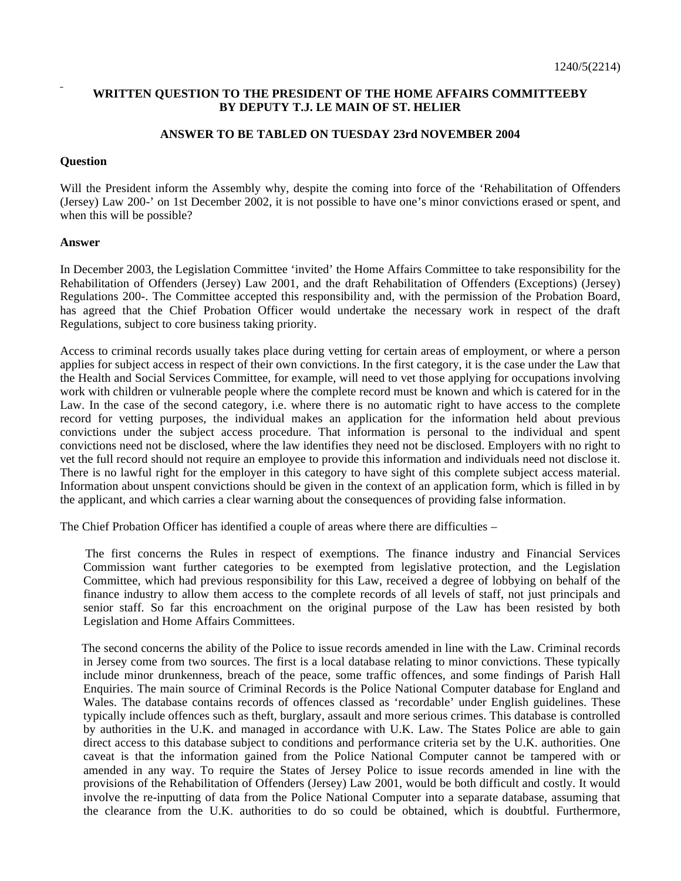1240/5(2214)

**WRITTEN QUESTION TO THE PRESIDENT OF THE HOME AFFAIRS COMMITTEEBY BY DEPUTY T.J. LE MAIN OF ST. HELIER**

**ANSWER TO BE TABLED ON TUESDAY 23rd NOVEMBER 2004**

**Question**

Will the President inform the Assembly why, despite the coming into force of the 'Rehabilitation of Offenders (Jersey) Law 200-' on 1st December 2002, it is not possible to have one's minor convictions erased or spent, and when this will be possible?

**Answer**

In December 2003, the Legislation Committee 'invited' the Home Affairs Committee to take responsibility for the Rehabilitation of Offenders (Jersey) Law 2001, and the draft Rehabilitation of Offenders (Exceptions) (Jersey) Regulations 200-. The Committee accepted this responsibility and, with the permission of the Probation Board, has agreed that the Chief Probation Officer would undertake the necessary work in respect of the draft Regulations, subject to core business taking priority.

Access to criminal records usually takes place during vetting for certain areas of employment, or where a person applies for subject access in respect of their own convictions. In the first category, it is the case under the Law that the Health and Social Services Committee, for example, will need to vet those applying for occupations involving work with children or vulnerable people where the complete record must be known and which is catered for in the Law. In the case of the second category, i.e. where there is no automatic right to have access to the complete record for vetting purposes, the individual makes an application for the information held about previous convictions under the subject access procedure. That information is personal to the individual and spent convictions need not be disclosed, where the law identifies they need not be disclosed. Employers with no right to vet the full record should not require an employee to provide this information and individuals need not disclose it. There is no lawful right for the employer in this category to have sight of this complete subject access material. Information about unspent convictions should be given in the context of an application form, which is filled in by the applicant, and which carries a clear warning about the consequences of providing false information.

The Chief Probation Officer has identified a couple of areas where there are difficulties –

The first concerns the Rules in respect of exemptions. The finance industry and Financial Services Commission want further categories to be exempted from legislative protection, and the Legislation Committee, which had previous responsibility for this Law, received a degree of lobbying on behalf of the finance industry to allow them access to the complete records of all levels of staff, not just principals and senior staff. So far this encroachment on the original purpose of the Law has been resisted by both Legislation and Home Affairs Committees.

The second concerns the ability of the Police to issue records amended in line with the Law. Criminal records in Jersey come from two sources. The first is a local database relating to minor convictions. These typically include minor drunkenness, breach of the peace, some traffic offences, and some findings of Parish Hall Enquiries. The main source of Criminal Records is the Police National Computer database for England and Wales. The database contains records of offences classed as 'recordable' under English guidelines. These typically include offences such as theft, burglary, assault and more serious crimes. This database is controlled by authorities in the U.K. and managed in accordance with U.K. Law. The States Police are able to gain direct access to this database subject to conditions and performance criteria set by the U.K. authorities. One caveat is that the information gained from the Police National Computer cannot be tampered with or amended in any way. To require the States of Jersey Police to issue records amended in line with the provisions of the Rehabilitation of Offenders (Jersey) Law 2001, would be both difficult and costly. It would involve the re-inputting of data from the Police National Computer into a separate database, assuming that the clearance from the U.K. authorities to do so could be obtained, which is doubtful. Furthermore,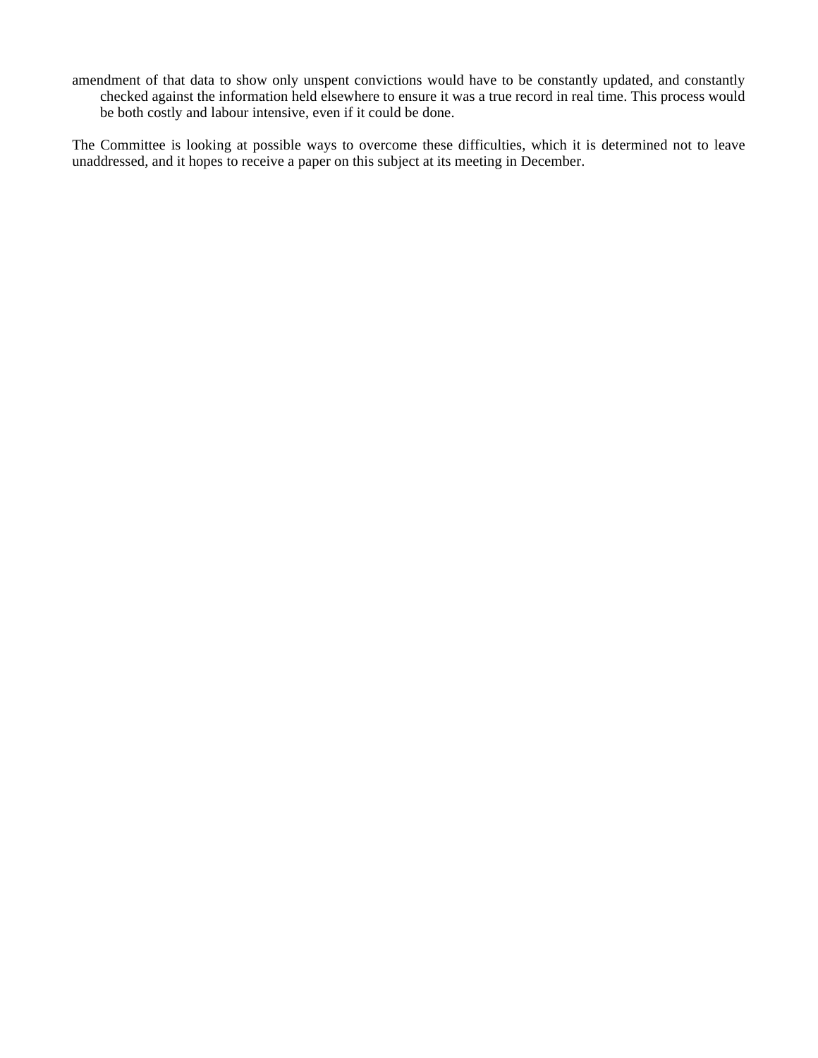amendment of that data to show only unspent convictions would have to be constantly updated, and constantly checked against the information held elsewhere to ensure it was a true record in real time. This process would be both costly and labour intensive, even if it could be done.

The Committee is looking at possible ways to overcome these difficulties, which it is determined not to leave unaddressed, and it hopes to receive a paper on this subject at its meeting in December.